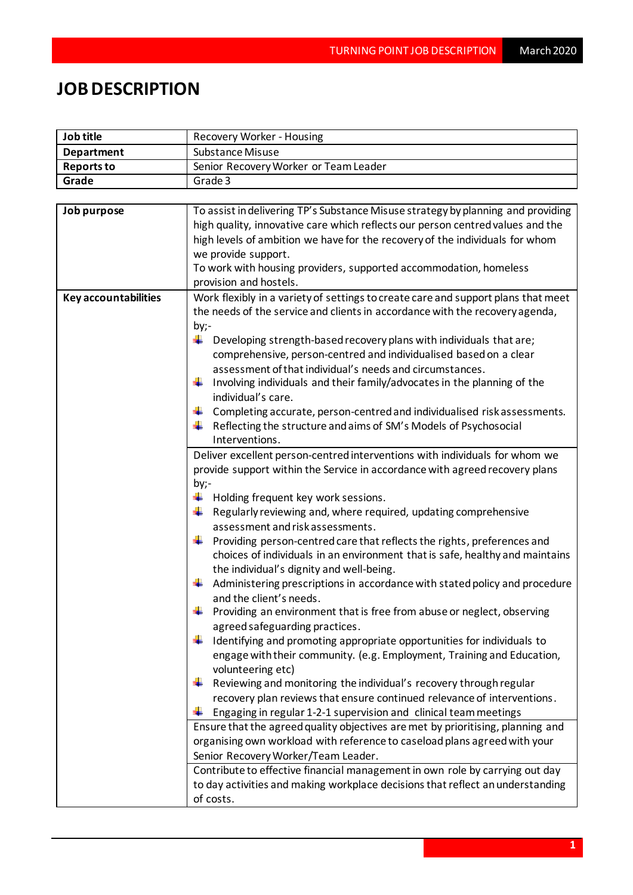# JOB DESCRIPTION

| Job title | Recovery Worker - Housing |
|---|---|
| **Department** | Substance Misuse |
| **Reports to** | Senior Recovery Worker or Team Leader |
| **Grade** | Grade 3 |

| **Job purpose** | To assist in delivering TP's Substance Misuse strategy by planning and providing high quality, innovative care which reflects our person centred values and the high levels of ambition we have for the recovery of the individuals for whom we provide support.<br>To work with housing providers, supported accommodation, homeless provision and hostels. |
|---|---|
| **Key accountabilities** | Work flexibly in a variety of settings to create care and support plans that meet the needs of the service and clients in accordance with the recovery agenda, by;-<br>- Developing strength-based recovery plans with individuals that are; comprehensive, person-centred and individualised based on a clear assessment of that individual's needs and circumstances.<br>- Involving individuals and their family/advocates in the planning of the individual's care.<br>- Completing accurate, person-centred and individualised risk assessments.<br>- Reflecting the structure and aims of SM's Models of Psychosocial Interventions. |
| | Deliver excellent person-centred interventions with individuals for whom we provide support within the Service in accordance with agreed recovery plans by;-<br>- Holding frequent key work sessions.<br>- Regularly reviewing and, where required, updating comprehensive assessment and risk assessments.<br>- Providing person-centred care that reflects the rights, preferences and choices of individuals in an environment that is safe, healthy and maintains the individual's dignity and well-being.<br>- Administering prescriptions in accordance with stated policy and procedure and the client's needs.<br>- Providing an environment that is free from abuse or neglect, observing agreed safeguarding practices.<br>- Identifying and promoting appropriate opportunities for individuals to engage with their community. (e.g. Employment, Training and Education, volunteering etc)<br>- Reviewing and monitoring the individual's recovery through regular recovery plan reviews that ensure continued relevance of interventions.<br>- Engaging in regular 1-2-1 supervision and clinical team meetings |
| | Ensure that the agreed quality objectives are met by prioritising, planning and organising own workload with reference to caseload plans agreed with your Senior Recovery Worker/Team Leader. |
| | Contribute to effective financial management in own role by carrying out day to day activities and making workplace decisions that reflect an understanding of costs. |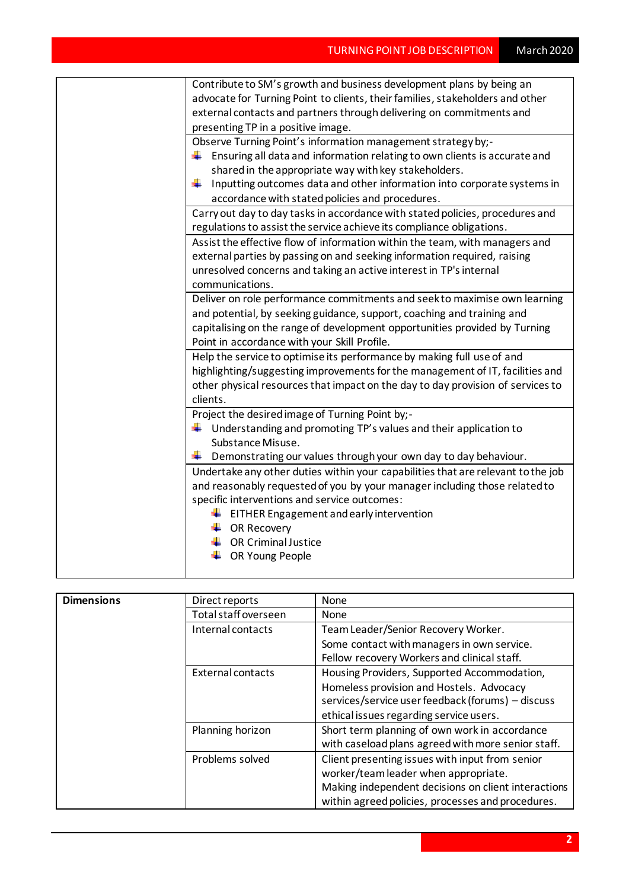| | |
|---|---|
| | Contribute to SM's growth and business development plans by being an advocate for Turning Point to clients, their families, stakeholders and other external contacts and partners through delivering on commitments and presenting TP in a positive image. |
| | Observe Turning Point's information management strategy by;- <br>• Ensuring all data and information relating to own clients is accurate and shared in the appropriate way with key stakeholders.<br>• Inputting outcomes data and other information into corporate systems in accordance with stated policies and procedures. |
| | Carry out day to day tasks in accordance with stated policies, procedures and regulations to assist the service achieve its compliance obligations. |
| | Assist the effective flow of information within the team, with managers and external parties by passing on and seeking information required, raising unresolved concerns and taking an active interest in TP's internal communications. |
| | Deliver on role performance commitments and seek to maximise own learning and potential, by seeking guidance, support, coaching and training and capitalising on the range of development opportunities provided by Turning Point in accordance with your Skill Profile. |
| | Help the service to optimise its performance by making full use of and highlighting/suggesting improvements for the management of IT, facilities and other physical resources that impact on the day to day provision of services to clients. |
| | Project the desired image of Turning Point by;-<br>• Understanding and promoting TP's values and their application to Substance Misuse.<br>• Demonstrating our values through your own day to day behaviour. |
| | Undertake any other duties within your capabilities that are relevant to the job and reasonably requested of you by your manager including those related to specific interventions and service outcomes:<br>• EITHER Engagement and early intervention<br>• OR Recovery<br>• OR Criminal Justice<br>• OR Young People |

| **Dimensions** | Direct reports | None |
|---|---|---|
| | Total staff overseen | None |
| | Internal contacts | Team Leader/Senior Recovery Worker.<br>Some contact with managers in own service.<br>Fellow recovery Workers and clinical staff. |
| | External contacts | Housing Providers, Supported Accommodation, Homeless provision and Hostels. Advocacy services/service user feedback (forums) – discuss ethical issues regarding service users. |
| | Planning horizon | Short term planning of own work in accordance with caseload plans agreed with more senior staff. |
| | Problems solved | Client presenting issues with input from senior worker/team leader when appropriate.<br>Making independent decisions on client interactions within agreed policies, processes and procedures. |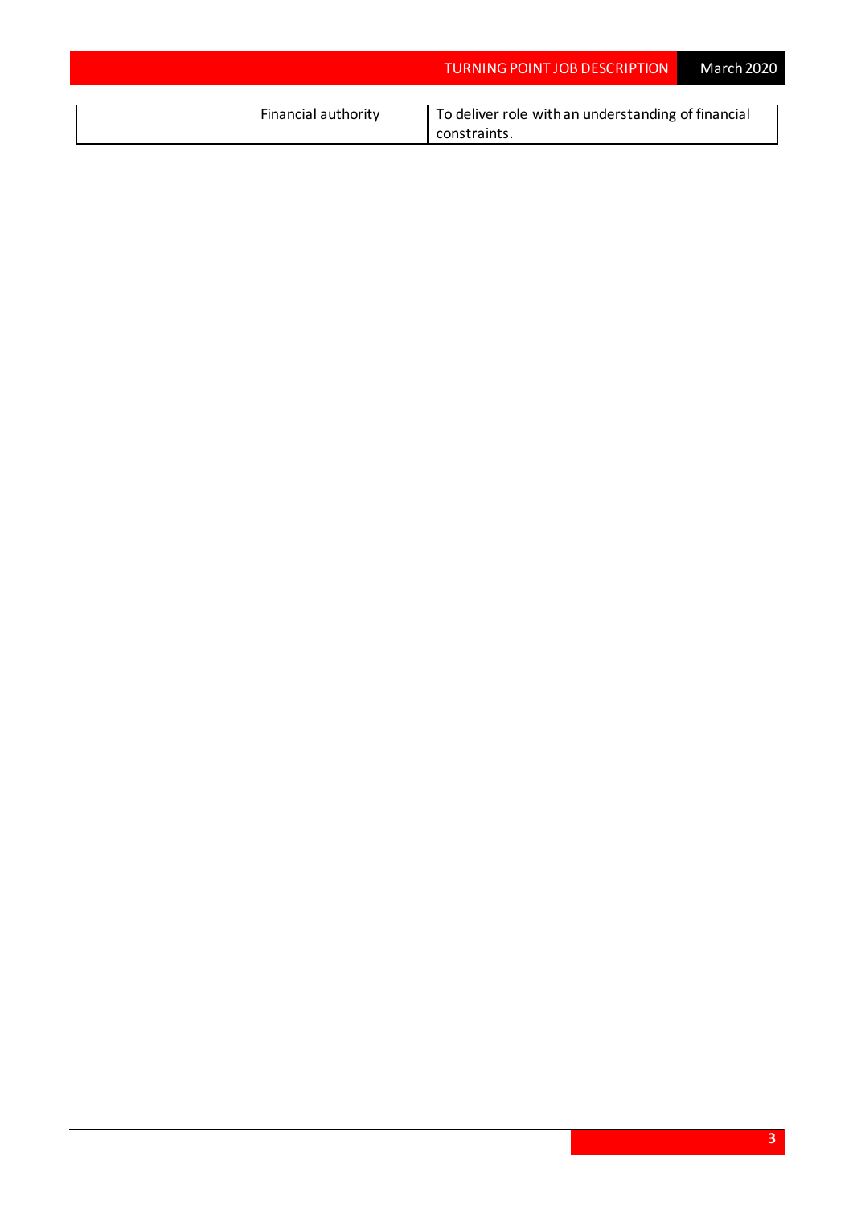| | | |
|---|---|---|
| | Financial authority | To deliver role with an understanding of financial constraints. |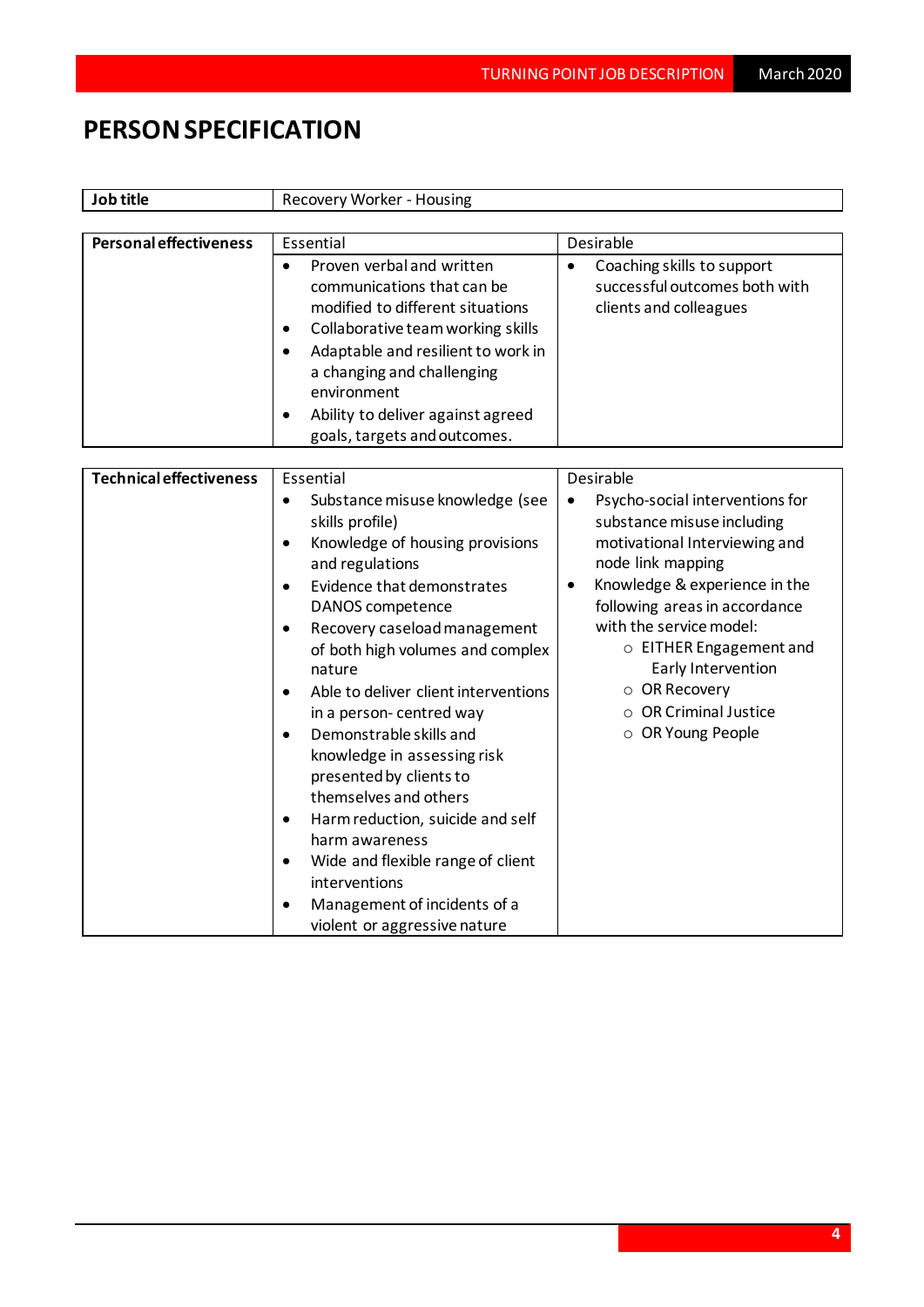# PERSON SPECIFICATION

| Job title | Recovery Worker - Housing |
|---|---|

| Personal effectiveness | Essential | Desirable |
|---|---|---|
| | • Proven verbal and written communications that can be modified to different situations<br>• Collaborative team working skills<br>• Adaptable and resilient to work in a changing and challenging environment<br>• Ability to deliver against agreed goals, targets and outcomes. | • Coaching skills to support successful outcomes both with clients and colleagues |

| Technical effectiveness | Essential | Desirable |
|---|---|---|
| | • Substance misuse knowledge (see skills profile)<br>• Knowledge of housing provisions and regulations<br>• Evidence that demonstrates DANOS competence<br>• Recovery caseload management of both high volumes and complex nature<br>• Able to deliver client interventions in a person- centred way<br>• Demonstrable skills and knowledge in assessing risk presented by clients to themselves and others<br>• Harm reduction, suicide and self harm awareness<br>• Wide and flexible range of client interventions<br>• Management of incidents of a violent or aggressive nature | • Psycho-social interventions for substance misuse including motivational Interviewing and node link mapping<br>• Knowledge & experience in the following areas in accordance with the service model:<br>○ EITHER Engagement and Early Intervention<br>○ OR Recovery<br>○ OR Criminal Justice<br>○ OR Young People |